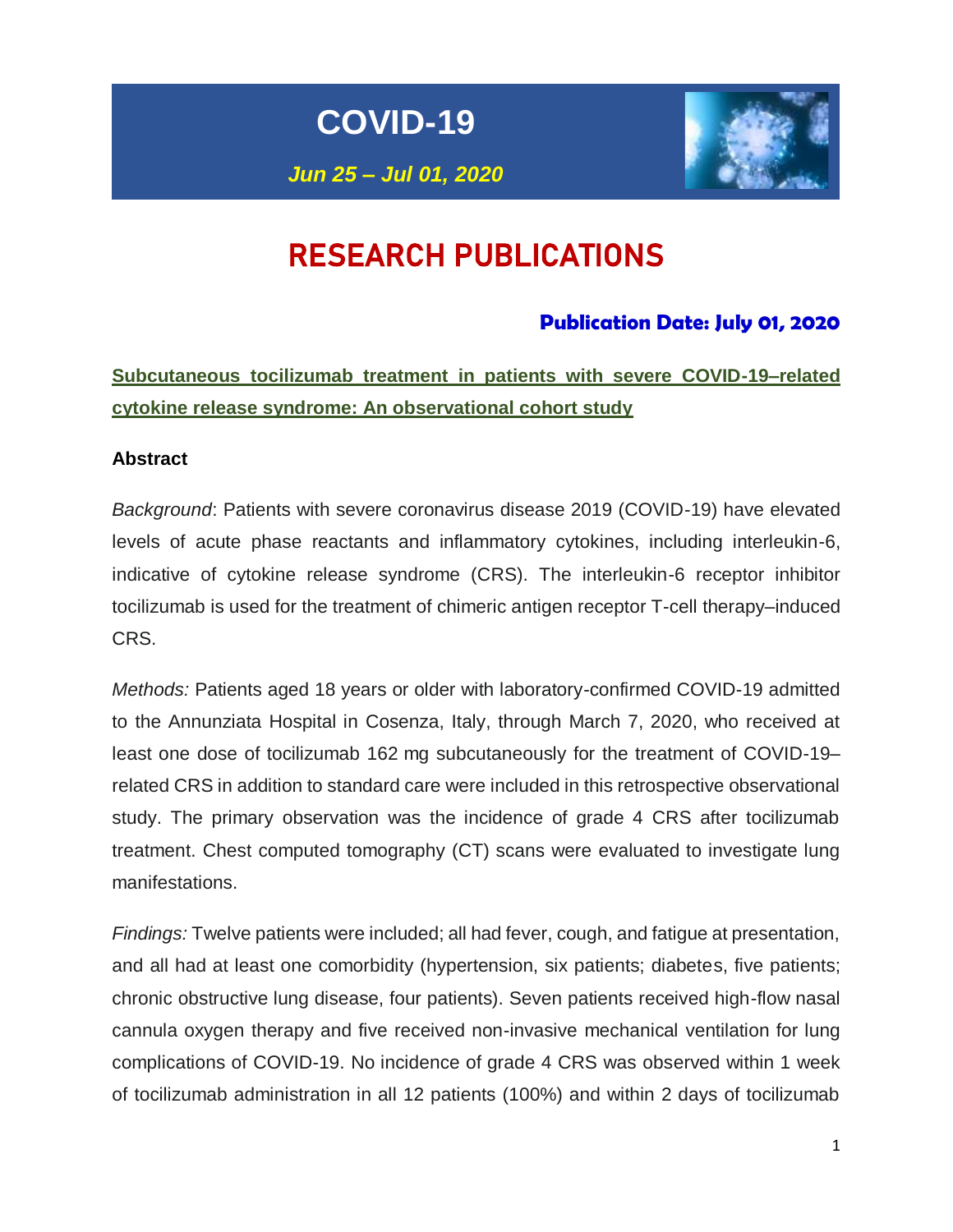# COVID-19

***Jun 25 – Jul 01, 2020***

# RESEARCH PUBLICATIONS

**Publication Date: July 01, 2020**

## Subcutaneous tocilizumab treatment in patients with severe COVID-19–related cytokine release syndrome: An observational cohort study

### Abstract

*Background*: Patients with severe coronavirus disease 2019 (COVID-19) have elevated levels of acute phase reactants and inflammatory cytokines, including interleukin-6, indicative of cytokine release syndrome (CRS). The interleukin-6 receptor inhibitor tocilizumab is used for the treatment of chimeric antigen receptor T-cell therapy–induced CRS.

*Methods:* Patients aged 18 years or older with laboratory-confirmed COVID-19 admitted to the Annunziata Hospital in Cosenza, Italy, through March 7, 2020, who received at least one dose of tocilizumab 162 mg subcutaneously for the treatment of COVID-19–related CRS in addition to standard care were included in this retrospective observational study. The primary observation was the incidence of grade 4 CRS after tocilizumab treatment. Chest computed tomography (CT) scans were evaluated to investigate lung manifestations.

*Findings:* Twelve patients were included; all had fever, cough, and fatigue at presentation, and all had at least one comorbidity (hypertension, six patients; diabetes, five patients; chronic obstructive lung disease, four patients). Seven patients received high-flow nasal cannula oxygen therapy and five received non-invasive mechanical ventilation for lung complications of COVID-19. No incidence of grade 4 CRS was observed within 1 week of tocilizumab administration in all 12 patients (100%) and within 2 days of tocilizumab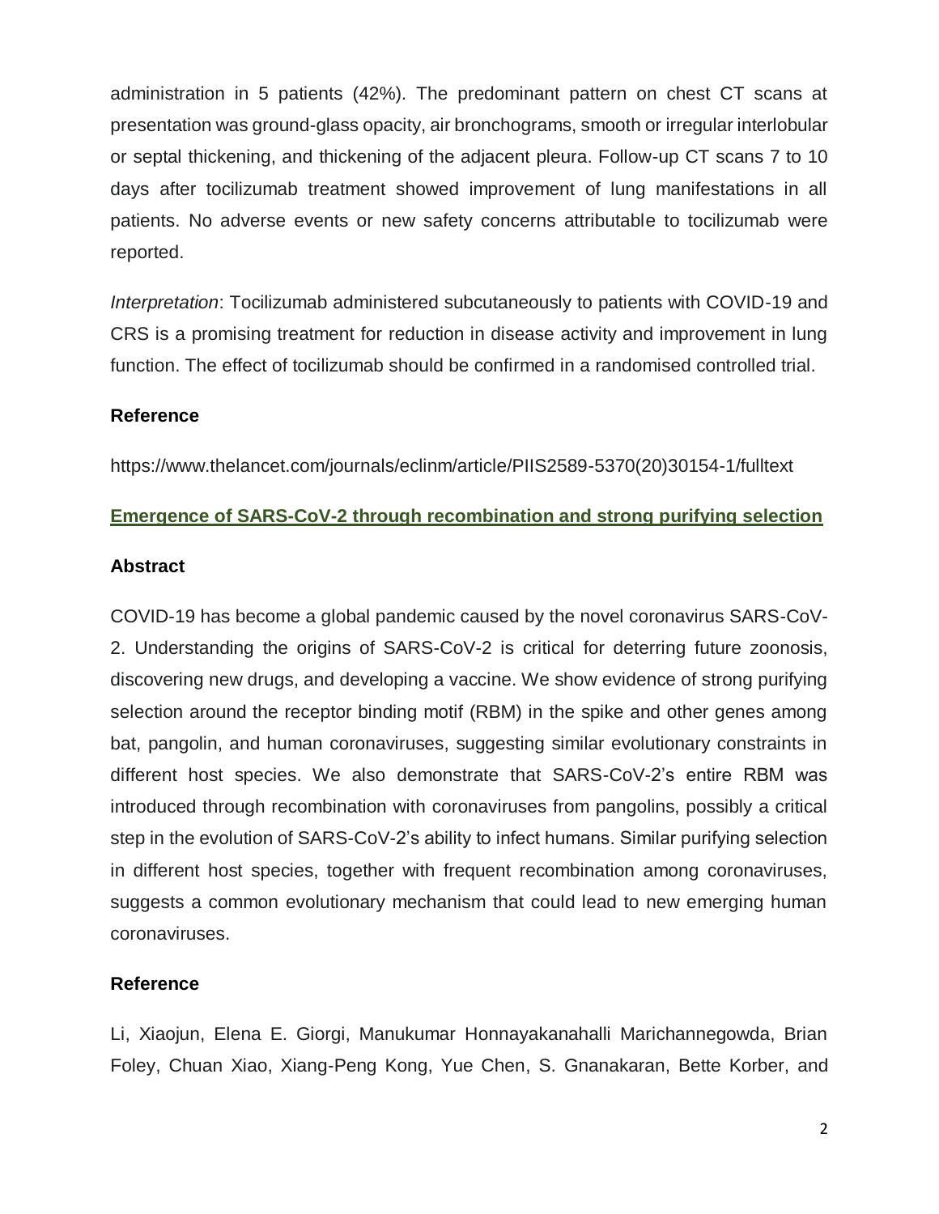administration in 5 patients (42%). The predominant pattern on chest CT scans at presentation was ground-glass opacity, air bronchograms, smooth or irregular interlobular or septal thickening, and thickening of the adjacent pleura. Follow-up CT scans 7 to 10 days after tocilizumab treatment showed improvement of lung manifestations in all patients. No adverse events or new safety concerns attributable to tocilizumab were reported.

*Interpretation*: Tocilizumab administered subcutaneously to patients with COVID-19 and CRS is a promising treatment for reduction in disease activity and improvement in lung function. The effect of tocilizumab should be confirmed in a randomised controlled trial.

### Reference

https://www.thelancet.com/journals/eclinm/article/PIIS2589-5370(20)30154-1/fulltext

## Emergence of SARS-CoV-2 through recombination and strong purifying selection

### Abstract

COVID-19 has become a global pandemic caused by the novel coronavirus SARS-CoV-2. Understanding the origins of SARS-CoV-2 is critical for deterring future zoonosis, discovering new drugs, and developing a vaccine. We show evidence of strong purifying selection around the receptor binding motif (RBM) in the spike and other genes among bat, pangolin, and human coronaviruses, suggesting similar evolutionary constraints in different host species. We also demonstrate that SARS-CoV-2's entire RBM was introduced through recombination with coronaviruses from pangolins, possibly a critical step in the evolution of SARS-CoV-2's ability to infect humans. Similar purifying selection in different host species, together with frequent recombination among coronaviruses, suggests a common evolutionary mechanism that could lead to new emerging human coronaviruses.

### Reference

Li, Xiaojun, Elena E. Giorgi, Manukumar Honnayakanahalli Marichannegowda, Brian Foley, Chuan Xiao, Xiang-Peng Kong, Yue Chen, S. Gnanakaran, Bette Korber, and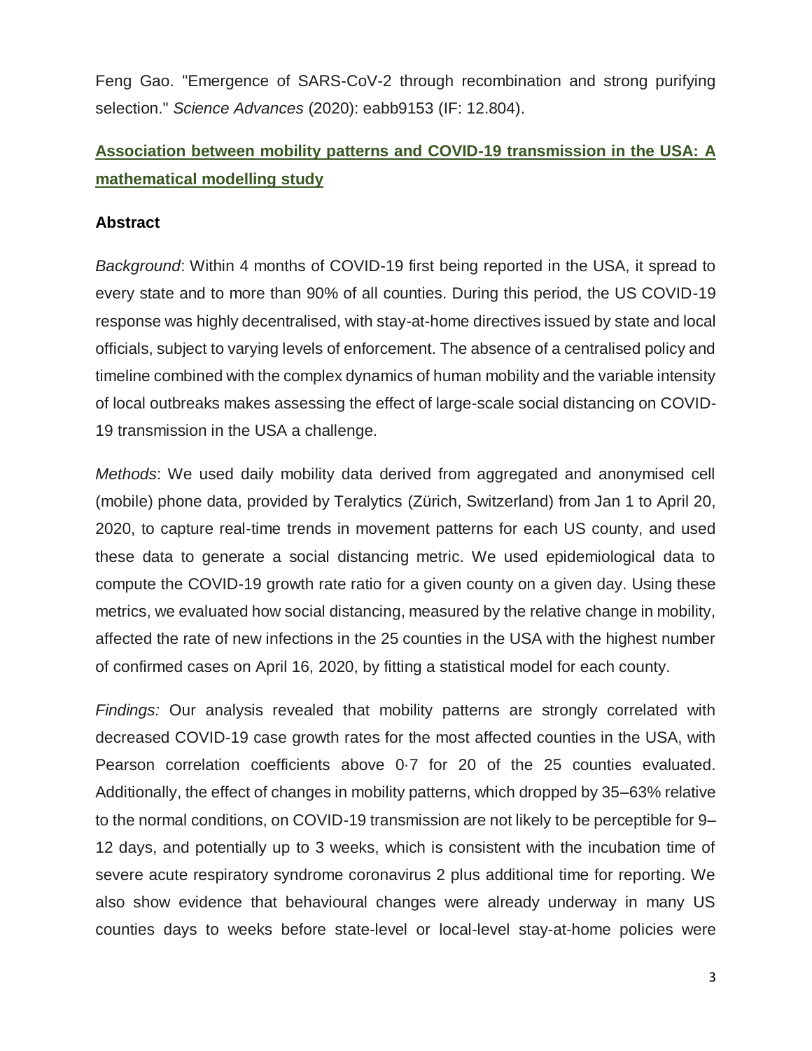Feng Gao. "Emergence of SARS-CoV-2 through recombination and strong purifying selection." *Science Advances* (2020): eabb9153 (IF: 12.804).

## Association between mobility patterns and COVID-19 transmission in the USA: A mathematical modelling study

### Abstract

*Background*: Within 4 months of COVID-19 first being reported in the USA, it spread to every state and to more than 90% of all counties. During this period, the US COVID-19 response was highly decentralised, with stay-at-home directives issued by state and local officials, subject to varying levels of enforcement. The absence of a centralised policy and timeline combined with the complex dynamics of human mobility and the variable intensity of local outbreaks makes assessing the effect of large-scale social distancing on COVID-19 transmission in the USA a challenge.

*Methods*: We used daily mobility data derived from aggregated and anonymised cell (mobile) phone data, provided by Teralytics (Zürich, Switzerland) from Jan 1 to April 20, 2020, to capture real-time trends in movement patterns for each US county, and used these data to generate a social distancing metric. We used epidemiological data to compute the COVID-19 growth rate ratio for a given county on a given day. Using these metrics, we evaluated how social distancing, measured by the relative change in mobility, affected the rate of new infections in the 25 counties in the USA with the highest number of confirmed cases on April 16, 2020, by fitting a statistical model for each county.

*Findings:* Our analysis revealed that mobility patterns are strongly correlated with decreased COVID-19 case growth rates for the most affected counties in the USA, with Pearson correlation coefficients above 0·7 for 20 of the 25 counties evaluated. Additionally, the effect of changes in mobility patterns, which dropped by 35–63% relative to the normal conditions, on COVID-19 transmission are not likely to be perceptible for 9–12 days, and potentially up to 3 weeks, which is consistent with the incubation time of severe acute respiratory syndrome coronavirus 2 plus additional time for reporting. We also show evidence that behavioural changes were already underway in many US counties days to weeks before state-level or local-level stay-at-home policies were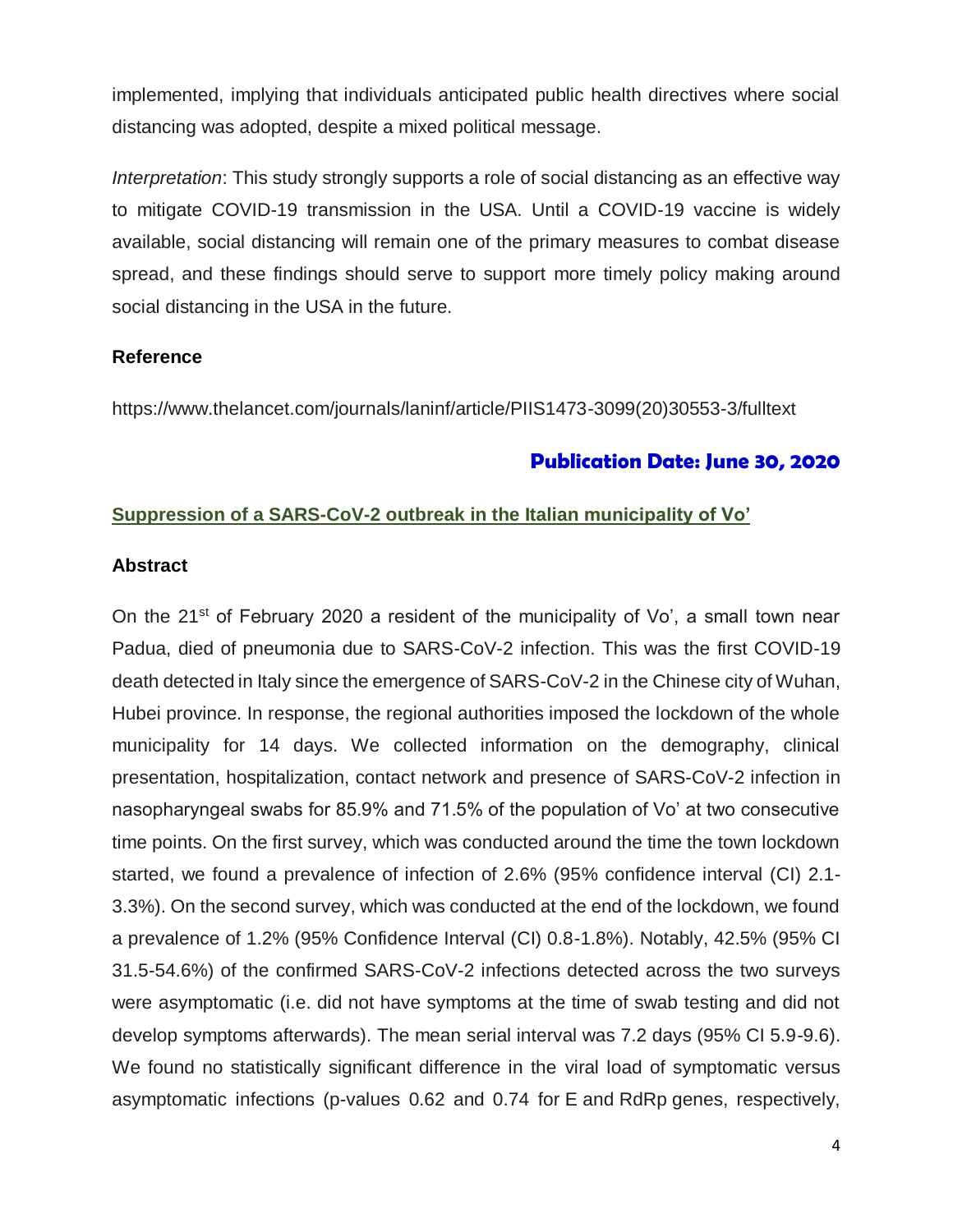implemented, implying that individuals anticipated public health directives where social distancing was adopted, despite a mixed political message.

*Interpretation*: This study strongly supports a role of social distancing as an effective way to mitigate COVID-19 transmission in the USA. Until a COVID-19 vaccine is widely available, social distancing will remain one of the primary measures to combat disease spread, and these findings should serve to support more timely policy making around social distancing in the USA in the future.

**Reference**

https://www.thelancet.com/journals/laninf/article/PIIS1473-3099(20)30553-3/fulltext

**Publication Date: June 30, 2020**

## Suppression of a SARS-CoV-2 outbreak in the Italian municipality of Vo’

**Abstract**

On the 21st of February 2020 a resident of the municipality of Vo’, a small town near Padua, died of pneumonia due to SARS-CoV-2 infection. This was the first COVID-19 death detected in Italy since the emergence of SARS-CoV-2 in the Chinese city of Wuhan, Hubei province. In response, the regional authorities imposed the lockdown of the whole municipality for 14 days. We collected information on the demography, clinical presentation, hospitalization, contact network and presence of SARS-CoV-2 infection in nasopharyngeal swabs for 85.9% and 71.5% of the population of Vo’ at two consecutive time points. On the first survey, which was conducted around the time the town lockdown started, we found a prevalence of infection of 2.6% (95% confidence interval (CI) 2.1-3.3%). On the second survey, which was conducted at the end of the lockdown, we found a prevalence of 1.2% (95% Confidence Interval (CI) 0.8-1.8%). Notably, 42.5% (95% CI 31.5-54.6%) of the confirmed SARS-CoV-2 infections detected across the two surveys were asymptomatic (i.e. did not have symptoms at the time of swab testing and did not develop symptoms afterwards). The mean serial interval was 7.2 days (95% CI 5.9-9.6). We found no statistically significant difference in the viral load of symptomatic versus asymptomatic infections (p-values 0.62 and 0.74 for E and RdRp genes, respectively,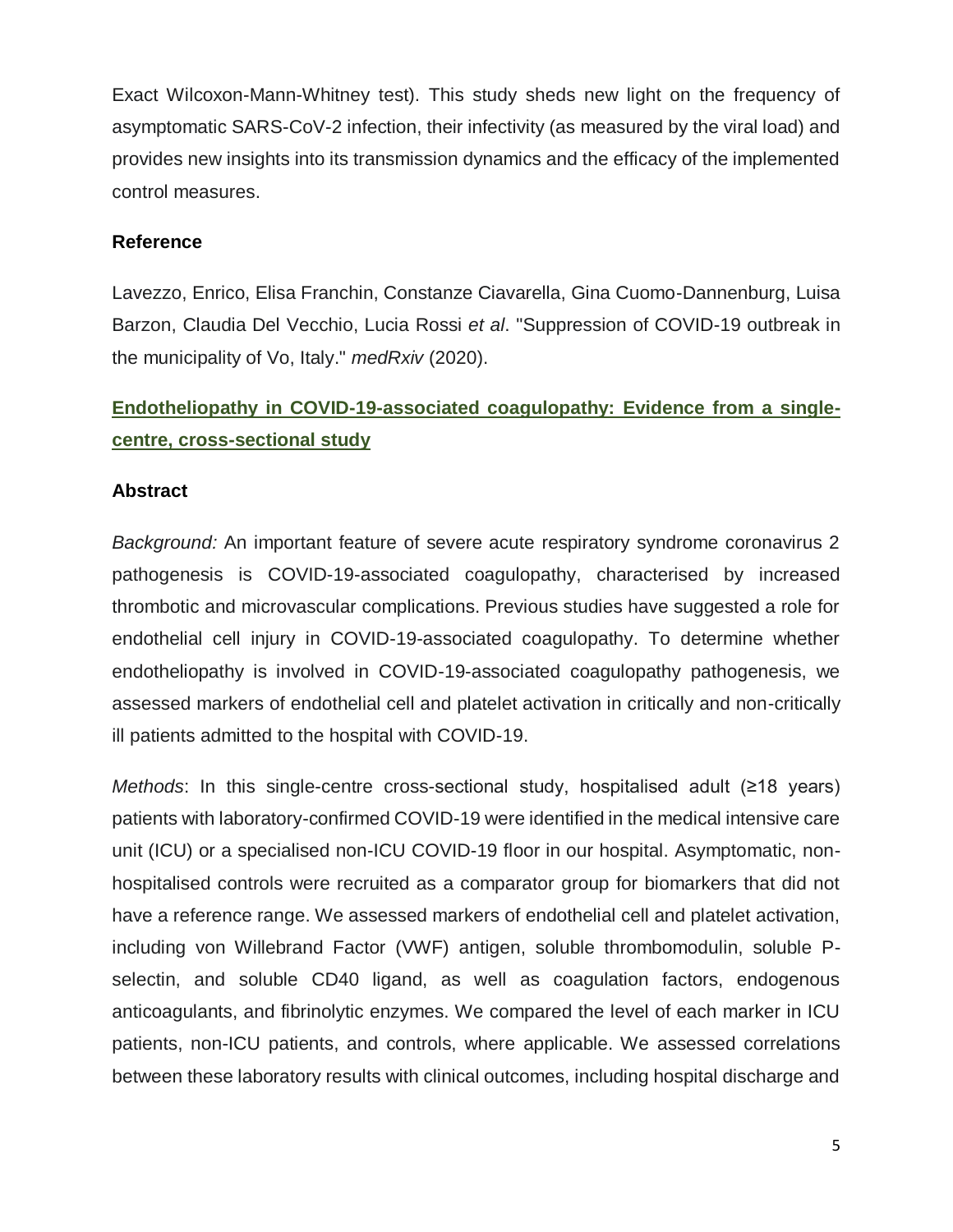Exact Wilcoxon-Mann-Whitney test). This study sheds new light on the frequency of asymptomatic SARS-CoV-2 infection, their infectivity (as measured by the viral load) and provides new insights into its transmission dynamics and the efficacy of the implemented control measures.

### Reference

Lavezzo, Enrico, Elisa Franchin, Constanze Ciavarella, Gina Cuomo-Dannenburg, Luisa Barzon, Claudia Del Vecchio, Lucia Rossi *et al*. "Suppression of COVID-19 outbreak in the municipality of Vo, Italy." *medRxiv* (2020).

## Endotheliopathy in COVID-19-associated coagulopathy: Evidence from a single-centre, cross-sectional study

### Abstract

*Background:* An important feature of severe acute respiratory syndrome coronavirus 2 pathogenesis is COVID-19-associated coagulopathy, characterised by increased thrombotic and microvascular complications. Previous studies have suggested a role for endothelial cell injury in COVID-19-associated coagulopathy. To determine whether endotheliopathy is involved in COVID-19-associated coagulopathy pathogenesis, we assessed markers of endothelial cell and platelet activation in critically and non-critically ill patients admitted to the hospital with COVID-19.

*Methods*: In this single-centre cross-sectional study, hospitalised adult (≥18 years) patients with laboratory-confirmed COVID-19 were identified in the medical intensive care unit (ICU) or a specialised non-ICU COVID-19 floor in our hospital. Asymptomatic, non-hospitalised controls were recruited as a comparator group for biomarkers that did not have a reference range. We assessed markers of endothelial cell and platelet activation, including von Willebrand Factor (VWF) antigen, soluble thrombomodulin, soluble P-selectin, and soluble CD40 ligand, as well as coagulation factors, endogenous anticoagulants, and fibrinolytic enzymes. We compared the level of each marker in ICU patients, non-ICU patients, and controls, where applicable. We assessed correlations between these laboratory results with clinical outcomes, including hospital discharge and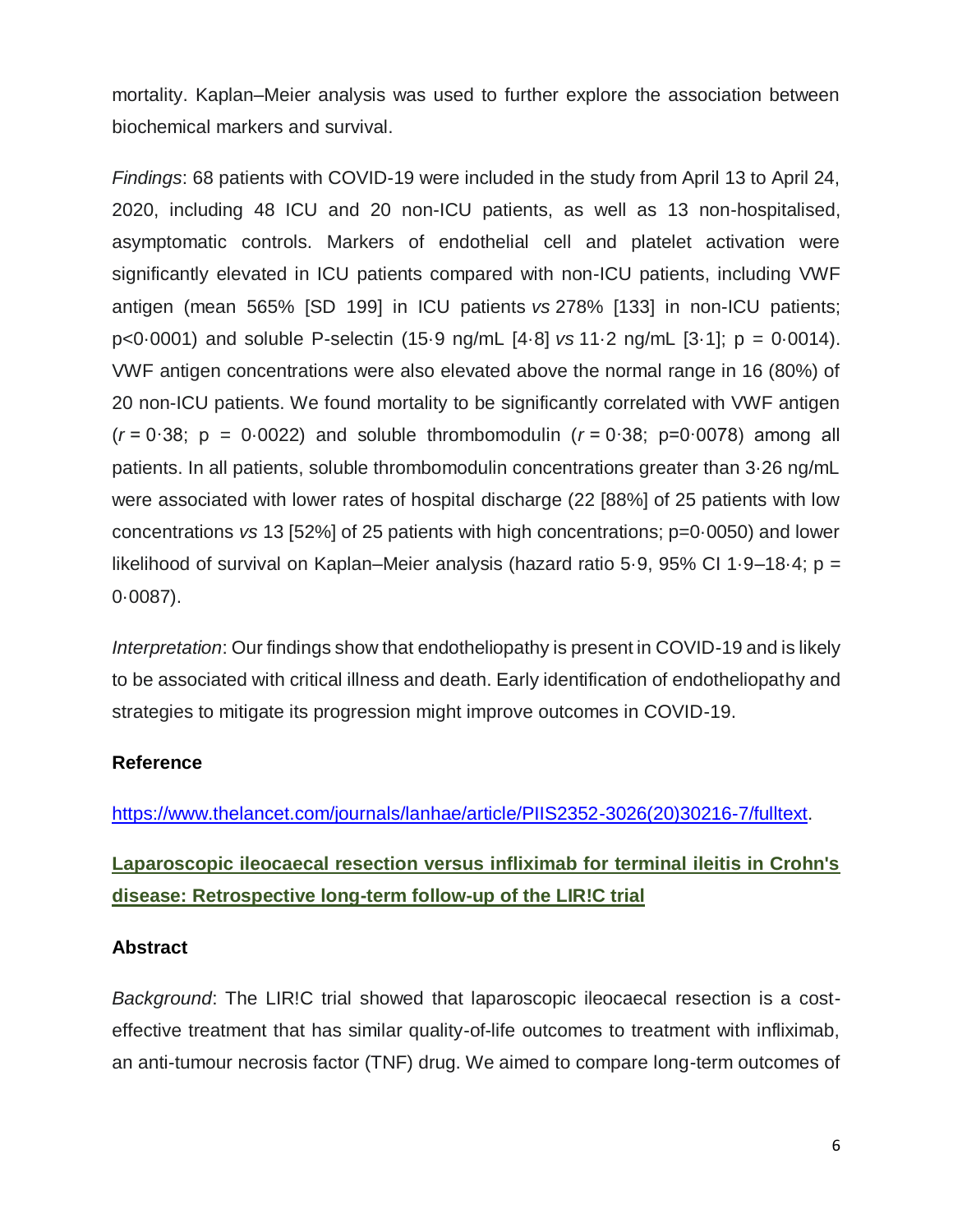mortality. Kaplan–Meier analysis was used to further explore the association between biochemical markers and survival.

*Findings*: 68 patients with COVID-19 were included in the study from April 13 to April 24, 2020, including 48 ICU and 20 non-ICU patients, as well as 13 non-hospitalised, asymptomatic controls. Markers of endothelial cell and platelet activation were significantly elevated in ICU patients compared with non-ICU patients, including VWF antigen (mean 565% [SD 199] in ICU patients *vs* 278% [133] in non-ICU patients; p<0·0001) and soluble P-selectin (15·9 ng/mL [4·8] *vs* 11·2 ng/mL [3·1]; p = 0·0014). VWF antigen concentrations were also elevated above the normal range in 16 (80%) of 20 non-ICU patients. We found mortality to be significantly correlated with VWF antigen ($r$ = 0·38; p = 0·0022) and soluble thrombomodulin ($r$ = 0·38; p=0·0078) among all patients. In all patients, soluble thrombomodulin concentrations greater than 3·26 ng/mL were associated with lower rates of hospital discharge (22 [88%] of 25 patients with low concentrations *vs* 13 [52%] of 25 patients with high concentrations; p=0·0050) and lower likelihood of survival on Kaplan–Meier analysis (hazard ratio 5·9, 95% CI 1·9–18·4; p = 0·0087).

*Interpretation*: Our findings show that endotheliopathy is present in COVID-19 and is likely to be associated with critical illness and death. Early identification of endotheliopathy and strategies to mitigate its progression might improve outcomes in COVID-19.

### Reference

https://www.thelancet.com/journals/lanhae/article/PIIS2352-3026(20)30216-7/fulltext.

## Laparoscopic ileocaecal resection versus infliximab for terminal ileitis in Crohn's disease: Retrospective long-term follow-up of the LIR!C trial

### Abstract

*Background*: The LIR!C trial showed that laparoscopic ileocaecal resection is a cost-effective treatment that has similar quality-of-life outcomes to treatment with infliximab, an anti-tumour necrosis factor (TNF) drug. We aimed to compare long-term outcomes of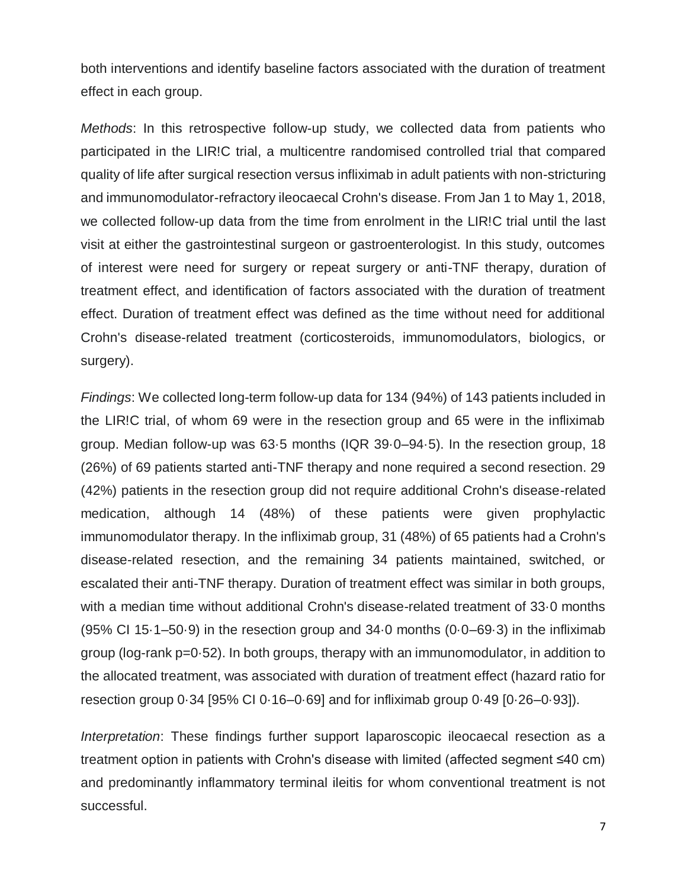both interventions and identify baseline factors associated with the duration of treatment effect in each group.

*Methods*: In this retrospective follow-up study, we collected data from patients who participated in the LIR!C trial, a multicentre randomised controlled trial that compared quality of life after surgical resection versus infliximab in adult patients with non-stricturing and immunomodulator-refractory ileocaecal Crohn's disease. From Jan 1 to May 1, 2018, we collected follow-up data from the time from enrolment in the LIR!C trial until the last visit at either the gastrointestinal surgeon or gastroenterologist. In this study, outcomes of interest were need for surgery or repeat surgery or anti-TNF therapy, duration of treatment effect, and identification of factors associated with the duration of treatment effect. Duration of treatment effect was defined as the time without need for additional Crohn's disease-related treatment (corticosteroids, immunomodulators, biologics, or surgery).

*Findings*: We collected long-term follow-up data for 134 (94%) of 143 patients included in the LIR!C trial, of whom 69 were in the resection group and 65 were in the infliximab group. Median follow-up was 63·5 months (IQR 39·0–94·5). In the resection group, 18 (26%) of 69 patients started anti-TNF therapy and none required a second resection. 29 (42%) patients in the resection group did not require additional Crohn's disease-related medication, although 14 (48%) of these patients were given prophylactic immunomodulator therapy. In the infliximab group, 31 (48%) of 65 patients had a Crohn's disease-related resection, and the remaining 34 patients maintained, switched, or escalated their anti-TNF therapy. Duration of treatment effect was similar in both groups, with a median time without additional Crohn's disease-related treatment of 33·0 months (95% CI 15·1–50·9) in the resection group and 34·0 months (0·0–69·3) in the infliximab group (log-rank p=0·52). In both groups, therapy with an immunomodulator, in addition to the allocated treatment, was associated with duration of treatment effect (hazard ratio for resection group 0·34 [95% CI 0·16–0·69] and for infliximab group 0·49 [0·26–0·93]).

*Interpretation*: These findings further support laparoscopic ileocaecal resection as a treatment option in patients with Crohn's disease with limited (affected segment ≤40 cm) and predominantly inflammatory terminal ileitis for whom conventional treatment is not successful.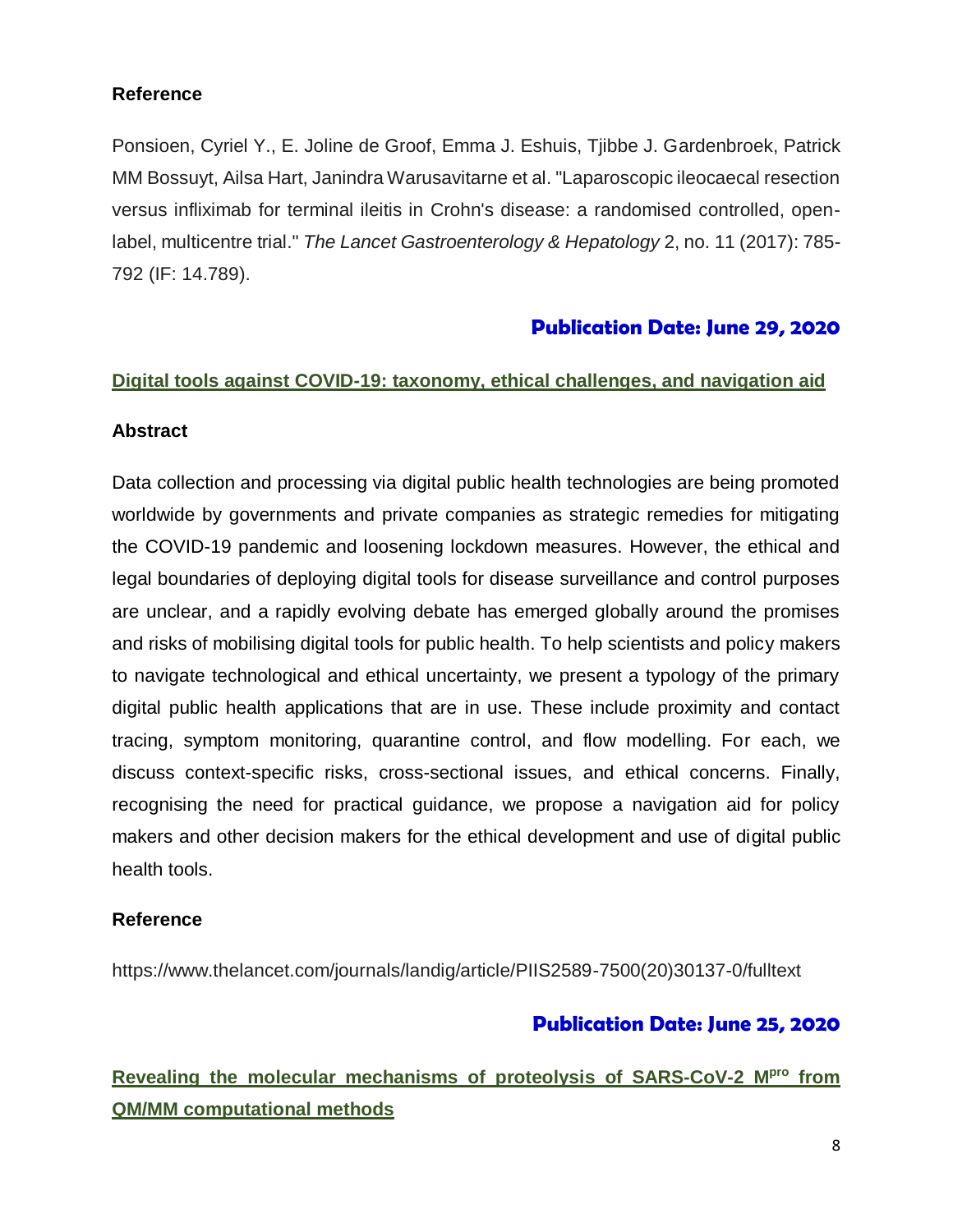**Reference**

Ponsioen, Cyriel Y., E. Joline de Groof, Emma J. Eshuis, Tjibbe J. Gardenbroek, Patrick MM Bossuyt, Ailsa Hart, Janindra Warusavitarne et al. "Laparoscopic ileocaecal resection versus infliximab for terminal ileitis in Crohn's disease: a randomised controlled, open-label, multicentre trial." *The Lancet Gastroenterology & Hepatology* 2, no. 11 (2017): 785-792 (IF: 14.789).

### Publication Date: June 29, 2020

## Digital tools against COVID-19: taxonomy, ethical challenges, and navigation aid

**Abstract**

Data collection and processing via digital public health technologies are being promoted worldwide by governments and private companies as strategic remedies for mitigating the COVID-19 pandemic and loosening lockdown measures. However, the ethical and legal boundaries of deploying digital tools for disease surveillance and control purposes are unclear, and a rapidly evolving debate has emerged globally around the promises and risks of mobilising digital tools for public health. To help scientists and policy makers to navigate technological and ethical uncertainty, we present a typology of the primary digital public health applications that are in use. These include proximity and contact tracing, symptom monitoring, quarantine control, and flow modelling. For each, we discuss context-specific risks, cross-sectional issues, and ethical concerns. Finally, recognising the need for practical guidance, we propose a navigation aid for policy makers and other decision makers for the ethical development and use of digital public health tools.

**Reference**

https://www.thelancet.com/journals/landig/article/PIIS2589-7500(20)30137-0/fulltext

### Publication Date: June 25, 2020

## Revealing the molecular mechanisms of proteolysis of SARS-CoV-2 $M^{pro}$ from QM/MM computational methods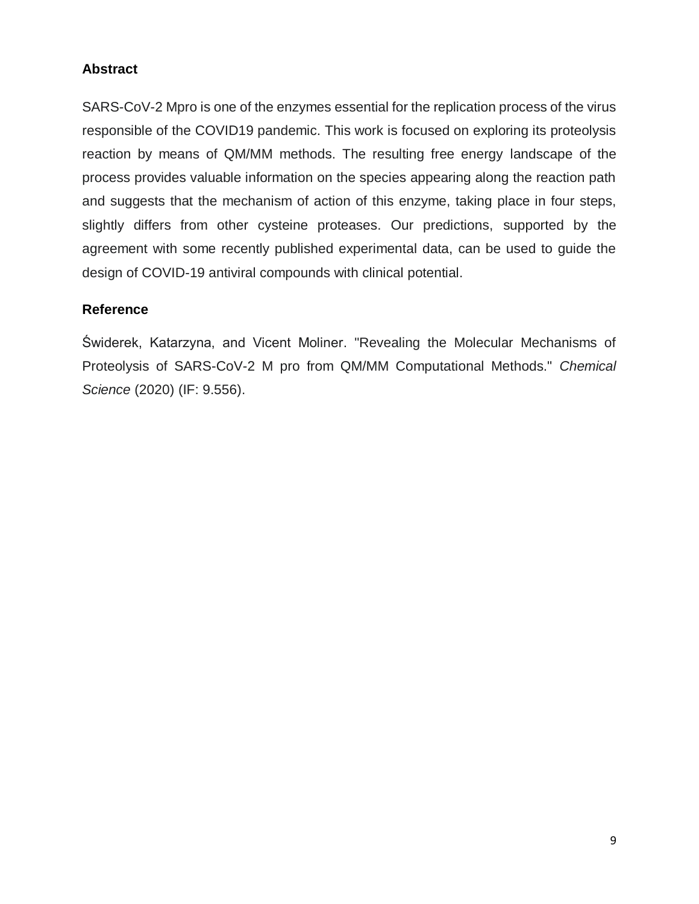**Abstract**

SARS-CoV-2 Mpro is one of the enzymes essential for the replication process of the virus responsible of the COVID19 pandemic. This work is focused on exploring its proteolysis reaction by means of QM/MM methods. The resulting free energy landscape of the process provides valuable information on the species appearing along the reaction path and suggests that the mechanism of action of this enzyme, taking place in four steps, slightly differs from other cysteine proteases. Our predictions, supported by the agreement with some recently published experimental data, can be used to guide the design of COVID-19 antiviral compounds with clinical potential.

**Reference**

Świderek, Katarzyna, and Vicent Moliner. "Revealing the Molecular Mechanisms of Proteolysis of SARS-CoV-2 M pro from QM/MM Computational Methods." *Chemical Science* (2020) (IF: 9.556).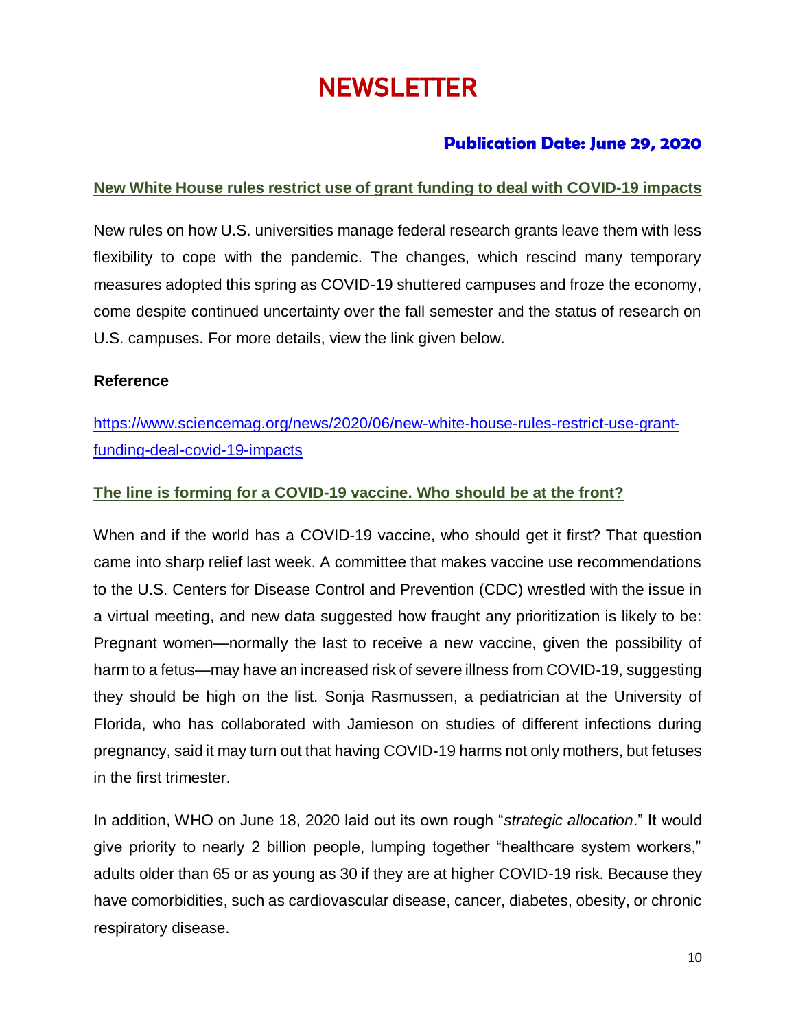# NEWSLETTER

### Publication Date: June 29, 2020

### New White House rules restrict use of grant funding to deal with COVID-19 impacts

New rules on how U.S. universities manage federal research grants leave them with less flexibility to cope with the pandemic. The changes, which rescind many temporary measures adopted this spring as COVID-19 shuttered campuses and froze the economy, come despite continued uncertainty over the fall semester and the status of research on U.S. campuses. For more details, view the link given below.

**Reference**

https://www.sciencemag.org/news/2020/06/new-white-house-rules-restrict-use-grant-funding-deal-covid-19-impacts

### The line is forming for a COVID-19 vaccine. Who should be at the front?

When and if the world has a COVID-19 vaccine, who should get it first? That question came into sharp relief last week. A committee that makes vaccine use recommendations to the U.S. Centers for Disease Control and Prevention (CDC) wrestled with the issue in a virtual meeting, and new data suggested how fraught any prioritization is likely to be: Pregnant women—normally the last to receive a new vaccine, given the possibility of harm to a fetus—may have an increased risk of severe illness from COVID-19, suggesting they should be high on the list. Sonja Rasmussen, a pediatrician at the University of Florida, who has collaborated with Jamieson on studies of different infections during pregnancy, said it may turn out that having COVID-19 harms not only mothers, but fetuses in the first trimester.

In addition, WHO on June 18, 2020 laid out its own rough "*strategic allocation*." It would give priority to nearly 2 billion people, lumping together "healthcare system workers," adults older than 65 or as young as 30 if they are at higher COVID-19 risk. Because they have comorbidities, such as cardiovascular disease, cancer, diabetes, obesity, or chronic respiratory disease.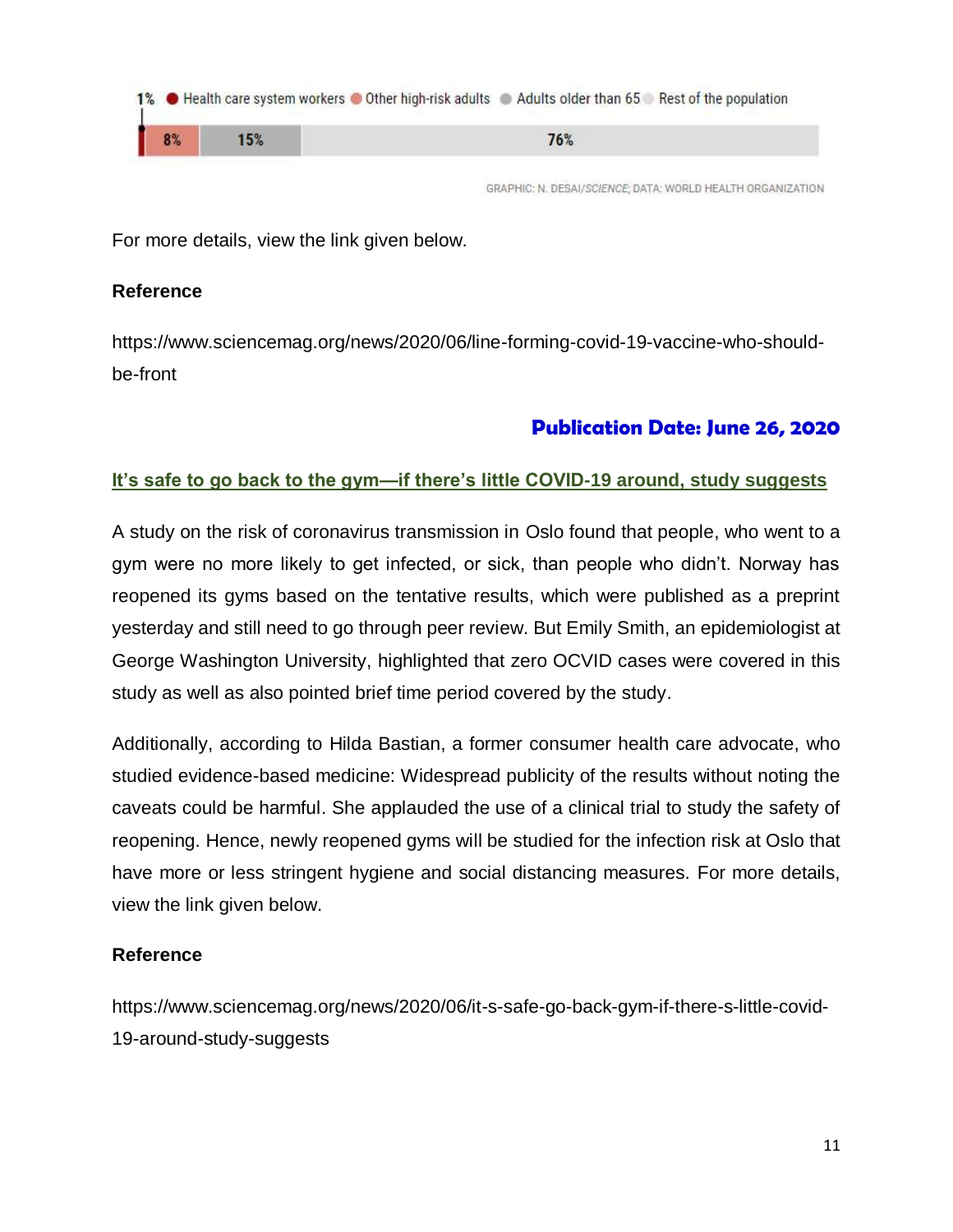1% ● Health care system workers ● Other high-risk adults ● Adults older than 65 ● Rest of the population

| 1% | 8% | 15% | 76% |
| --- | --- | --- | --- |

GRAPHIC: N. DESAI/*SCIENCE*; DATA: WORLD HEALTH ORGANIZATION

For more details, view the link given below.

**Reference**

https://www.sciencemag.org/news/2020/06/line-forming-covid-19-vaccine-who-should-be-front

**Publication Date: June 26, 2020**

**It's safe to go back to the gym—if there's little COVID-19 around, study suggests**

A study on the risk of coronavirus transmission in Oslo found that people, who went to a gym were no more likely to get infected, or sick, than people who didn't. Norway has reopened its gyms based on the tentative results, which were published as a preprint yesterday and still need to go through peer review. But Emily Smith, an epidemiologist at George Washington University, highlighted that zero OCVID cases were covered in this study as well as also pointed brief time period covered by the study.

Additionally, according to Hilda Bastian, a former consumer health care advocate, who studied evidence-based medicine: Widespread publicity of the results without noting the caveats could be harmful. She applauded the use of a clinical trial to study the safety of reopening. Hence, newly reopened gyms will be studied for the infection risk at Oslo that have more or less stringent hygiene and social distancing measures. For more details, view the link given below.

**Reference**

https://www.sciencemag.org/news/2020/06/it-s-safe-go-back-gym-if-there-s-little-covid-19-around-study-suggests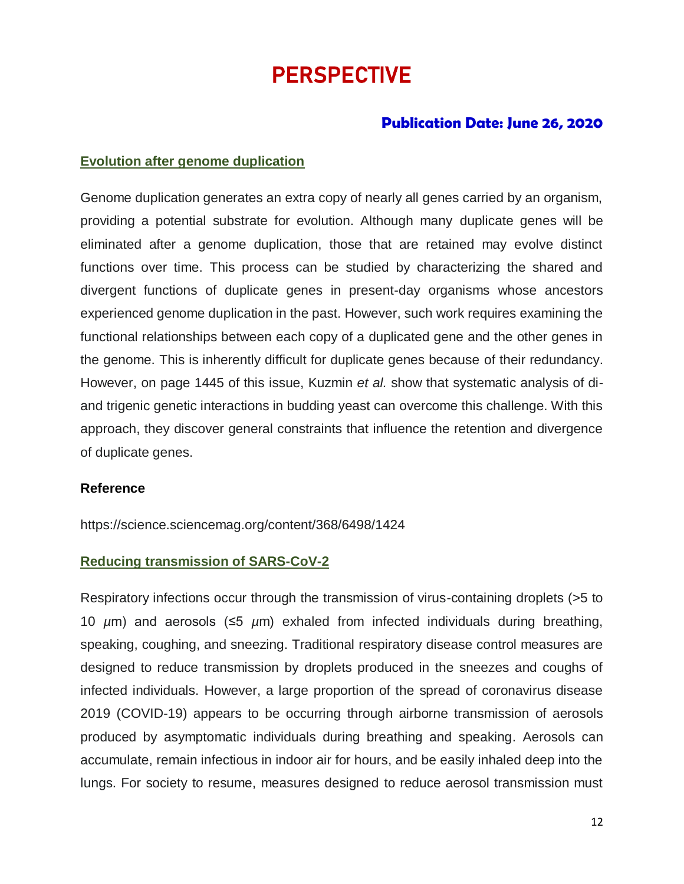# PERSPECTIVE

**Publication Date: June 26, 2020**

## Evolution after genome duplication

Genome duplication generates an extra copy of nearly all genes carried by an organism, providing a potential substrate for evolution. Although many duplicate genes will be eliminated after a genome duplication, those that are retained may evolve distinct functions over time. This process can be studied by characterizing the shared and divergent functions of duplicate genes in present-day organisms whose ancestors experienced genome duplication in the past. However, such work requires examining the functional relationships between each copy of a duplicated gene and the other genes in the genome. This is inherently difficult for duplicate genes because of their redundancy. However, on page 1445 of this issue, Kuzmin *et al.* show that systematic analysis of di- and trigenic genetic interactions in budding yeast can overcome this challenge. With this approach, they discover general constraints that influence the retention and divergence of duplicate genes.

**Reference**

https://science.sciencemag.org/content/368/6498/1424

## Reducing transmission of SARS-CoV-2

Respiratory infections occur through the transmission of virus-containing droplets (>5 to 10 $\mu$m) and aerosols (≤5 $\mu$m) exhaled from infected individuals during breathing, speaking, coughing, and sneezing. Traditional respiratory disease control measures are designed to reduce transmission by droplets produced in the sneezes and coughs of infected individuals. However, a large proportion of the spread of coronavirus disease 2019 (COVID-19) appears to be occurring through airborne transmission of aerosols produced by asymptomatic individuals during breathing and speaking. Aerosols can accumulate, remain infectious in indoor air for hours, and be easily inhaled deep into the lungs. For society to resume, measures designed to reduce aerosol transmission must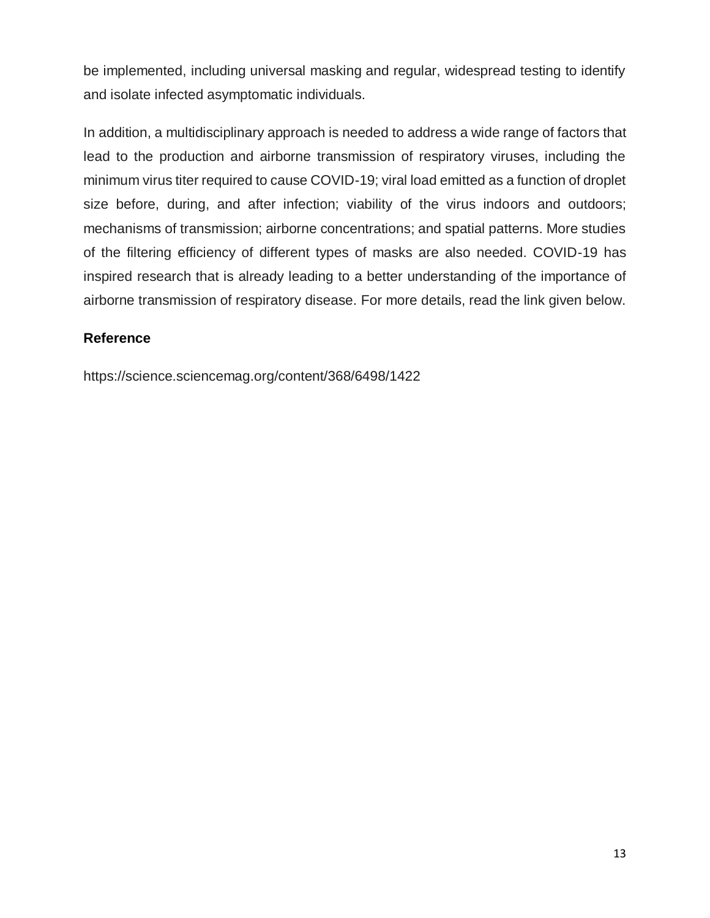be implemented, including universal masking and regular, widespread testing to identify and isolate infected asymptomatic individuals.

In addition, a multidisciplinary approach is needed to address a wide range of factors that lead to the production and airborne transmission of respiratory viruses, including the minimum virus titer required to cause COVID-19; viral load emitted as a function of droplet size before, during, and after infection; viability of the virus indoors and outdoors; mechanisms of transmission; airborne concentrations; and spatial patterns. More studies of the filtering efficiency of different types of masks are also needed. COVID-19 has inspired research that is already leading to a better understanding of the importance of airborne transmission of respiratory disease. For more details, read the link given below.

## Reference

https://science.sciencemag.org/content/368/6498/1422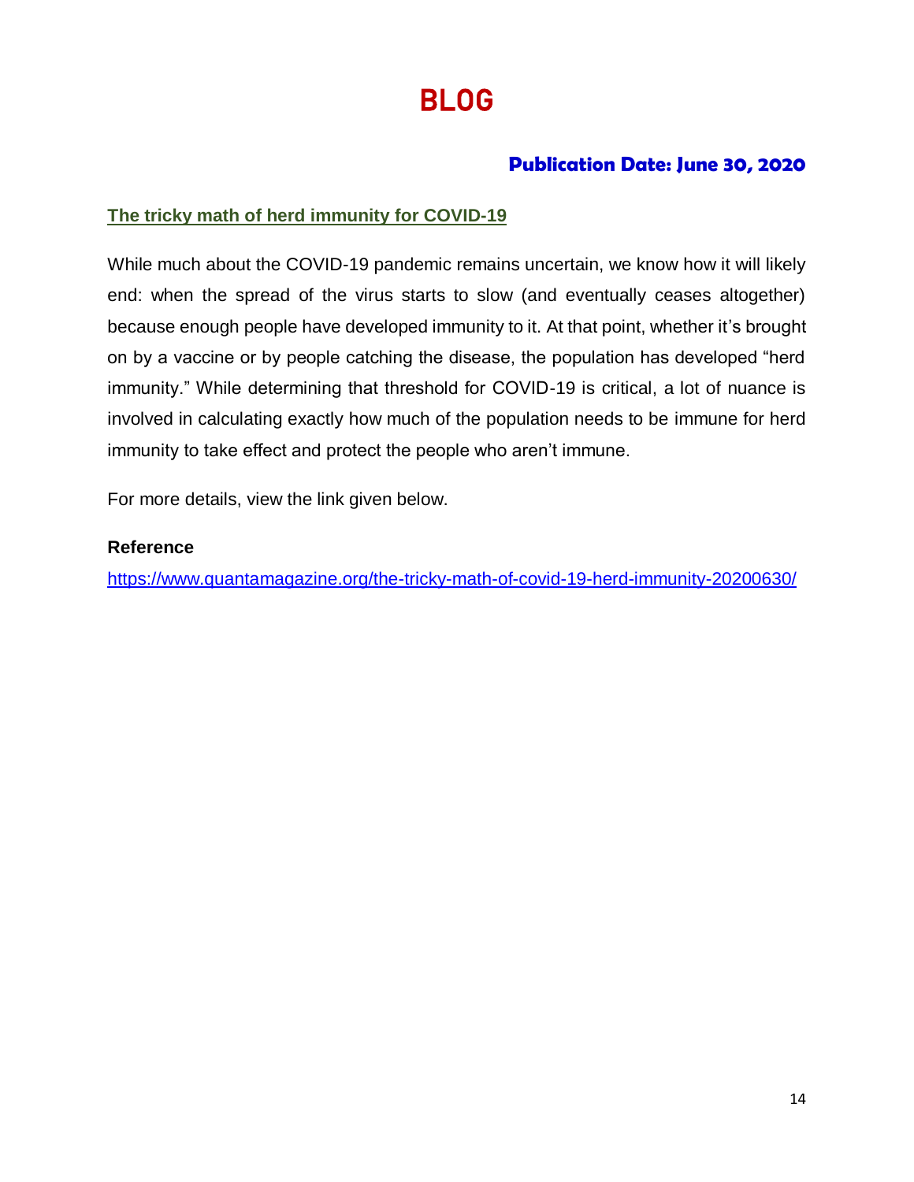# BLOG

**Publication Date: June 30, 2020**

## The tricky math of herd immunity for COVID-19

While much about the COVID-19 pandemic remains uncertain, we know how it will likely end: when the spread of the virus starts to slow (and eventually ceases altogether) because enough people have developed immunity to it. At that point, whether it's brought on by a vaccine or by people catching the disease, the population has developed "herd immunity." While determining that threshold for COVID-19 is critical, a lot of nuance is involved in calculating exactly how much of the population needs to be immune for herd immunity to take effect and protect the people who aren't immune.

For more details, view the link given below.

**Reference**

https://www.quantamagazine.org/the-tricky-math-of-covid-19-herd-immunity-20200630/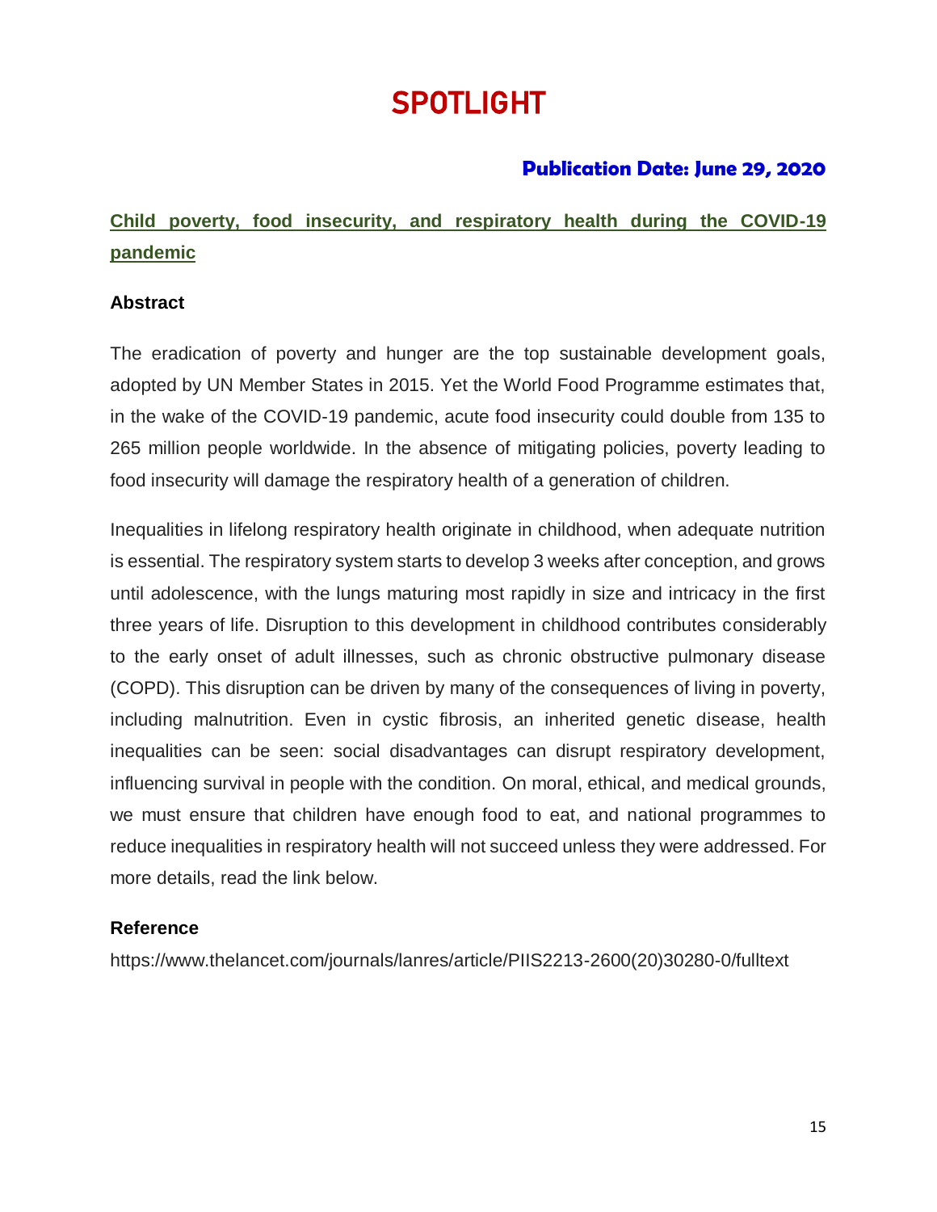# SPOTLIGHT

**Publication Date: June 29, 2020**

## Child poverty, food insecurity, and respiratory health during the COVID-19 pandemic

### Abstract

The eradication of poverty and hunger are the top sustainable development goals, adopted by UN Member States in 2015. Yet the World Food Programme estimates that, in the wake of the COVID-19 pandemic, acute food insecurity could double from 135 to 265 million people worldwide. In the absence of mitigating policies, poverty leading to food insecurity will damage the respiratory health of a generation of children.

Inequalities in lifelong respiratory health originate in childhood, when adequate nutrition is essential. The respiratory system starts to develop 3 weeks after conception, and grows until adolescence, with the lungs maturing most rapidly in size and intricacy in the first three years of life. Disruption to this development in childhood contributes considerably to the early onset of adult illnesses, such as chronic obstructive pulmonary disease (COPD). This disruption can be driven by many of the consequences of living in poverty, including malnutrition. Even in cystic fibrosis, an inherited genetic disease, health inequalities can be seen: social disadvantages can disrupt respiratory development, influencing survival in people with the condition. On moral, ethical, and medical grounds, we must ensure that children have enough food to eat, and national programmes to reduce inequalities in respiratory health will not succeed unless they were addressed. For more details, read the link below.

### Reference

https://www.thelancet.com/journals/lanres/article/PIIS2213-2600(20)30280-0/fulltext